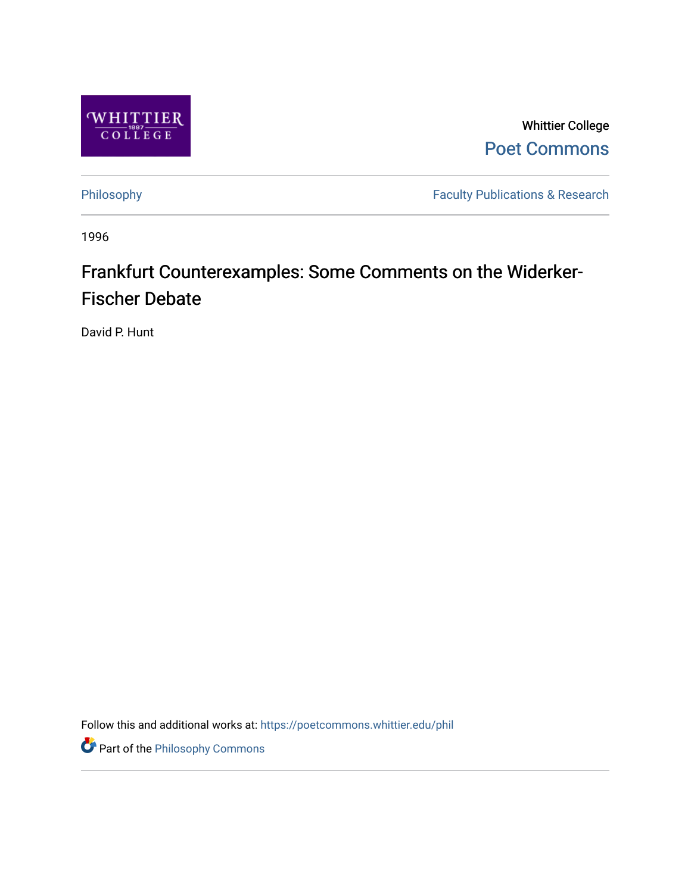Whittier College

Poet Commons

Philosophy

Faculty Publications & Research

1996

# Frankfurt Counterexamples: Some Comments on the Widerker-Fischer Debate

David P. Hunt

Follow this and additional works at: https://poetcommons.whittier.edu/phil

Part of the Philosophy Commons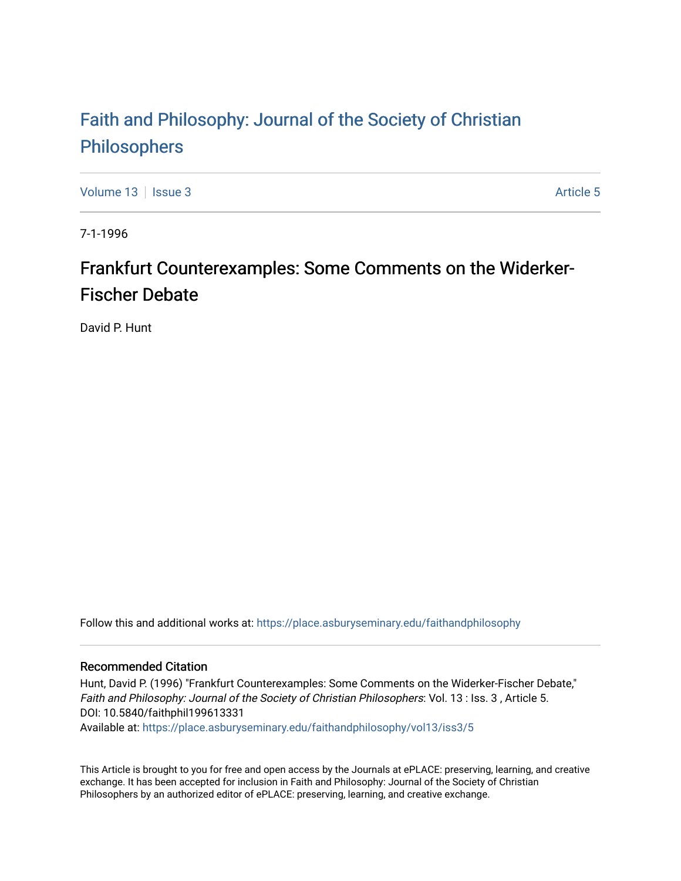# Faith and Philosophy: Journal of the Society of Christian Philosophers

Volume 13 | Issue 3 | Article 5

7-1-1996

## Frankfurt Counterexamples: Some Comments on the Widerker-Fischer Debate

David P. Hunt

Follow this and additional works at: https://place.asburyseminary.edu/faithandphilosophy

### Recommended Citation

Hunt, David P. (1996) "Frankfurt Counterexamples: Some Comments on the Widerker-Fischer Debate," *Faith and Philosophy: Journal of the Society of Christian Philosophers*: Vol. 13 : Iss. 3 , Article 5.
DOI: 10.5840/faithphil199613331
Available at: https://place.asburyseminary.edu/faithandphilosophy/vol13/iss3/5

This Article is brought to you for free and open access by the Journals at ePLACE: preserving, learning, and creative exchange. It has been accepted for inclusion in Faith and Philosophy: Journal of the Society of Christian Philosophers by an authorized editor of ePLACE: preserving, learning, and creative exchange.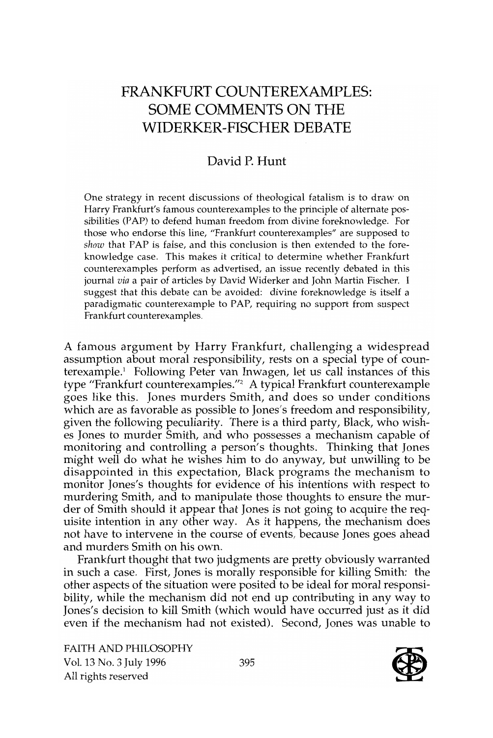# FRANKFURT COUNTEREXAMPLES: SOME COMMENTS ON THE WIDERKER-FISCHER DEBATE

David P. Hunt

One strategy in recent discussions of theological fatalism is to draw on Harry Frankfurt's famous counterexamples to the principle of alternate possibilities (PAP) to defend human freedom from divine foreknowledge. For those who endorse this line, "Frankfurt counterexamples" are supposed to *show* that PAP is false, and this conclusion is then extended to the foreknowledge case. This makes it critical to determine whether Frankfurt counterexamples perform as advertised, an issue recently debated in this journal *via* a pair of articles by David Widerker and John Martin Fischer. I suggest that this debate can be avoided: divine foreknowledge is itself a paradigmatic counterexample to PAP, requiring no support from suspect Frankfurt counterexamples.

A famous argument by Harry Frankfurt, challenging a widespread assumption about moral responsibility, rests on a special type of counterexample.[1] Following Peter van Inwagen, let us call instances of this type "Frankfurt counterexamples."[2] A typical Frankfurt counterexample goes like this. Jones murders Smith, and does so under conditions which are as favorable as possible to Jones's freedom and responsibility, given the following peculiarity. There is a third party, Black, who wishes Jones to murder Smith, and who possesses a mechanism capable of monitoring and controlling a person's thoughts. Thinking that Jones might well do what he wishes him to do anyway, but unwilling to be disappointed in this expectation, Black programs the mechanism to monitor Jones's thoughts for evidence of his intentions with respect to murdering Smith, and to manipulate those thoughts to ensure the murder of Smith should it appear that Jones is not going to acquire the requisite intention in any other way. As it happens, the mechanism does not have to intervene in the course of events, because Jones goes ahead and murders Smith on his own.

Frankfurt thought that two judgments are pretty obviously warranted in such a case. First, Jones is morally responsible for killing Smith: the other aspects of the situation were posited to be ideal for moral responsibility, while the mechanism did not end up contributing in any way to Jones's decision to kill Smith (which would have occurred just as it did even if the mechanism had not existed). Second, Jones was unable to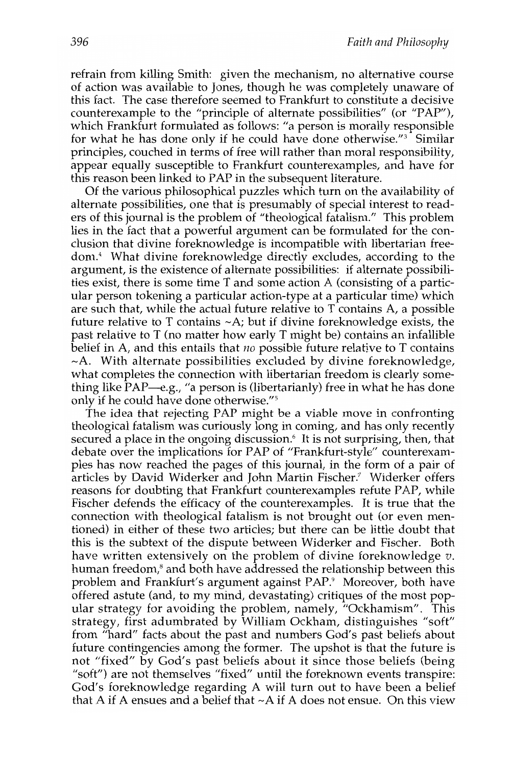refrain from killing Smith: given the mechanism, no alternative course of action was available to Jones, though he was completely unaware of this fact. The case therefore seemed to Frankfurt to constitute a decisive counterexample to the "principle of alternate possibilities" (or "PAP"), which Frankfurt formulated as follows: "a person is morally responsible for what he has done only if he could have done otherwise."[3] Similar principles, couched in terms of free will rather than moral responsibility, appear equally susceptible to Frankfurt counterexamples, and have for this reason been linked to PAP in the subsequent literature.

Of the various philosophical puzzles which turn on the availability of alternate possibilities, one that is presumably of special interest to readers of this journal is the problem of "theological fatalism." This problem lies in the fact that a powerful argument can be formulated for the conclusion that divine foreknowledge is incompatible with libertarian freedom.[4] What divine foreknowledge directly excludes, according to the argument, is the existence of alternate possibilities: if alternate possibilities exist, there is some time T and some action A (consisting of a particular person tokening a particular action-type at a particular time) which are such that, while the actual future relative to T contains A, a possible future relative to T contains ~A; but if divine foreknowledge exists, the past relative to T (no matter how early T might be) contains an infallible belief in A, and this entails that *no* possible future relative to T contains ~A. With alternate possibilities excluded by divine foreknowledge, what completes the connection with libertarian freedom is clearly something like PAP—e.g., "a person is (libertarianly) free in what he has done only if he could have done otherwise."[5]

The idea that rejecting PAP might be a viable move in confronting theological fatalism was curiously long in coming, and has only recently secured a place in the ongoing discussion.[6] It is not surprising, then, that debate over the implications for PAP of "Frankfurt-style" counterexamples has now reached the pages of this journal, in the form of a pair of articles by David Widerker and John Martin Fischer.[7] Widerker offers reasons for doubting that Frankfurt counterexamples refute PAP, while Fischer defends the efficacy of the counterexamples. It is true that the connection with theological fatalism is not brought out (or even mentioned) in either of these two articles; but there can be little doubt that this is the subtext of the dispute between Widerker and Fischer. Both have written extensively on the problem of divine foreknowledge *v.* human freedom,[8] and both have addressed the relationship between this problem and Frankfurt's argument against PAP.[9] Moreover, both have offered astute (and, to my mind, devastating) critiques of the most popular strategy for avoiding the problem, namely, "Ockhamism". This strategy, first adumbrated by William Ockham, distinguishes "soft" from "hard" facts about the past and numbers God's past beliefs about future contingencies among the former. The upshot is that the future is not "fixed" by God's past beliefs about it since those beliefs (being "soft") are not themselves "fixed" until the foreknown events transpire: God's foreknowledge regarding A will turn out to have been a belief that A if A ensues and a belief that ~A if A does not ensue. On this view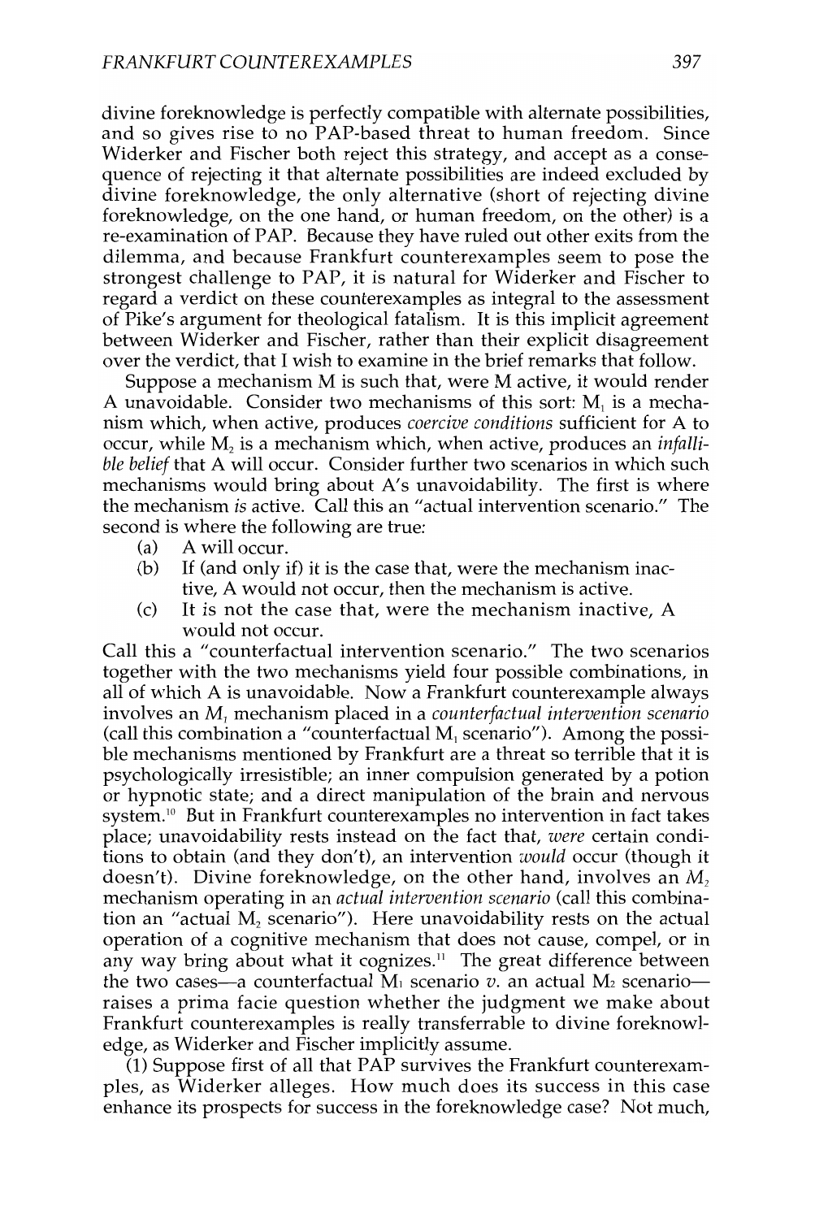divine foreknowledge is perfectly compatible with alternate possibilities, and so gives rise to no PAP-based threat to human freedom. Since Widerker and Fischer both reject this strategy, and accept as a consequence of rejecting it that alternate possibilities are indeed excluded by divine foreknowledge, the only alternative (short of rejecting divine foreknowledge, on the one hand, or human freedom, on the other) is a re-examination of PAP. Because they have ruled out other exits from the dilemma, and because Frankfurt counterexamples seem to pose the strongest challenge to PAP, it is natural for Widerker and Fischer to regard a verdict on these counterexamples as integral to the assessment of Pike's argument for theological fatalism. It is this implicit agreement between Widerker and Fischer, rather than their explicit disagreement over the verdict, that I wish to examine in the brief remarks that follow.

Suppose a mechanism M is such that, were M active, it would render A unavoidable. Consider two mechanisms of this sort: $M_1$ is a mechanism which, when active, produces *coercive conditions* sufficient for A to occur, while $M_2$ is a mechanism which, when active, produces an *infallible belief* that A will occur. Consider further two scenarios in which such mechanisms would bring about A's unavoidability. The first is where the mechanism *is* active. Call this an "actual intervention scenario." The second is where the following are true:

(a) A will occur.

(b) If (and only if) it is the case that, were the mechanism inactive, A would not occur, then the mechanism is active.

(c) It is not the case that, were the mechanism inactive, A would not occur.

Call this a "counterfactual intervention scenario." The two scenarios together with the two mechanisms yield four possible combinations, in all of which A is unavoidable. Now a Frankfurt counterexample always involves an $M_1$ mechanism placed in a *counterfactual intervention scenario* (call this combination a "counterfactual $M_1$ scenario"). Among the possible mechanisms mentioned by Frankfurt are a threat so terrible that it is psychologically irresistible; an inner compulsion generated by a potion or hypnotic state; and a direct manipulation of the brain and nervous system.[10] But in Frankfurt counterexamples no intervention in fact takes place; unavoidability rests instead on the fact that, *were* certain conditions to obtain (and they don't), an intervention *would* occur (though it doesn't). Divine foreknowledge, on the other hand, involves an $M_2$ mechanism operating in an *actual intervention scenario* (call this combination an "actual $M_2$ scenario"). Here unavoidability rests on the actual operation of a cognitive mechanism that does not cause, compel, or in any way bring about what it cognizes.[11] The great difference between the two cases—a counterfactual $M_1$ scenario *v.* an actual $M_2$ scenario—raises a prima facie question whether the judgment we make about Frankfurt counterexamples is really transferrable to divine foreknowledge, as Widerker and Fischer implicitly assume.

(1) Suppose first of all that PAP survives the Frankfurt counterexamples, as Widerker alleges. How much does its success in this case enhance its prospects for success in the foreknowledge case? Not much,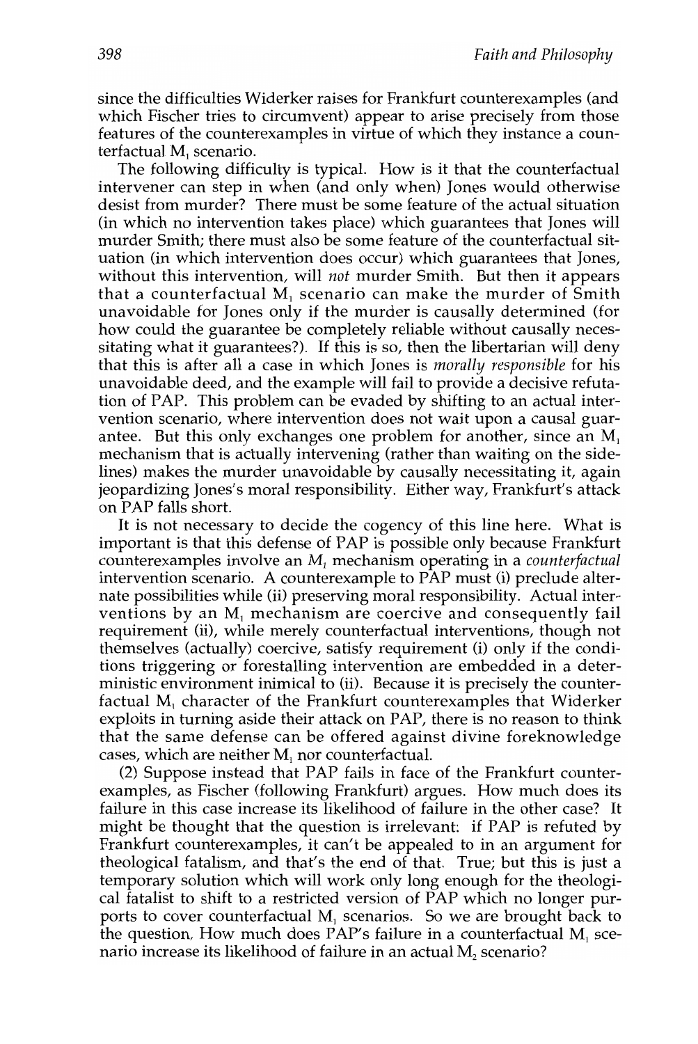since the difficulties Widerker raises for Frankfurt counterexamples (and which Fischer tries to circumvent) appear to arise precisely from those features of the counterexamples in virtue of which they instance a counterfactual $M_1$ scenario.

The following difficulty is typical. How is it that the counterfactual intervener can step in when (and only when) Jones would otherwise desist from murder? There must be some feature of the actual situation (in which no intervention takes place) which guarantees that Jones will murder Smith; there must also be some feature of the counterfactual situation (in which intervention does occur) which guarantees that Jones, without this intervention, will *not* murder Smith. But then it appears that a counterfactual $M_1$ scenario can make the murder of Smith unavoidable for Jones only if the murder is causally determined (for how could the guarantee be completely reliable without causally necessitating what it guarantees?). If this is so, then the libertarian will deny that this is after all a case in which Jones is *morally responsible* for his unavoidable deed, and the example will fail to provide a decisive refutation of PAP. This problem can be evaded by shifting to an actual intervention scenario, where intervention does not wait upon a causal guarantee. But this only exchanges one problem for another, since an $M_1$ mechanism that is actually intervening (rather than waiting on the sidelines) makes the murder unavoidable by causally necessitating it, again jeopardizing Jones's moral responsibility. Either way, Frankfurt's attack on PAP falls short.

It is not necessary to decide the cogency of this line here. What is important is that this defense of PAP is possible only because Frankfurt counterexamples involve an $M_1$ mechanism operating in a *counterfactual* intervention scenario. A counterexample to PAP must (i) preclude alternate possibilities while (ii) preserving moral responsibility. Actual interventions by an $M_1$ mechanism are coercive and consequently fail requirement (ii), while merely counterfactual interventions, though not themselves (actually) coercive, satisfy requirement (i) only if the conditions triggering or forestalling intervention are embedded in a deterministic environment inimical to (ii). Because it is precisely the counterfactual $M_1$ character of the Frankfurt counterexamples that Widerker exploits in turning aside their attack on PAP, there is no reason to think that the same defense can be offered against divine foreknowledge cases, which are neither $M_1$ nor counterfactual.

(2) Suppose instead that PAP fails in face of the Frankfurt counterexamples, as Fischer (following Frankfurt) argues. How much does its failure in this case increase its likelihood of failure in the other case? It might be thought that the question is irrelevant: if PAP is refuted by Frankfurt counterexamples, it can't be appealed to in an argument for theological fatalism, and that's the end of that. True; but this is just a temporary solution which will work only long enough for the theological fatalist to shift to a restricted version of PAP which no longer purports to cover counterfactual $M_1$ scenarios. So we are brought back to the question, How much does PAP's failure in a counterfactual $M_1$ scenario increase its likelihood of failure in an actual $M_2$ scenario?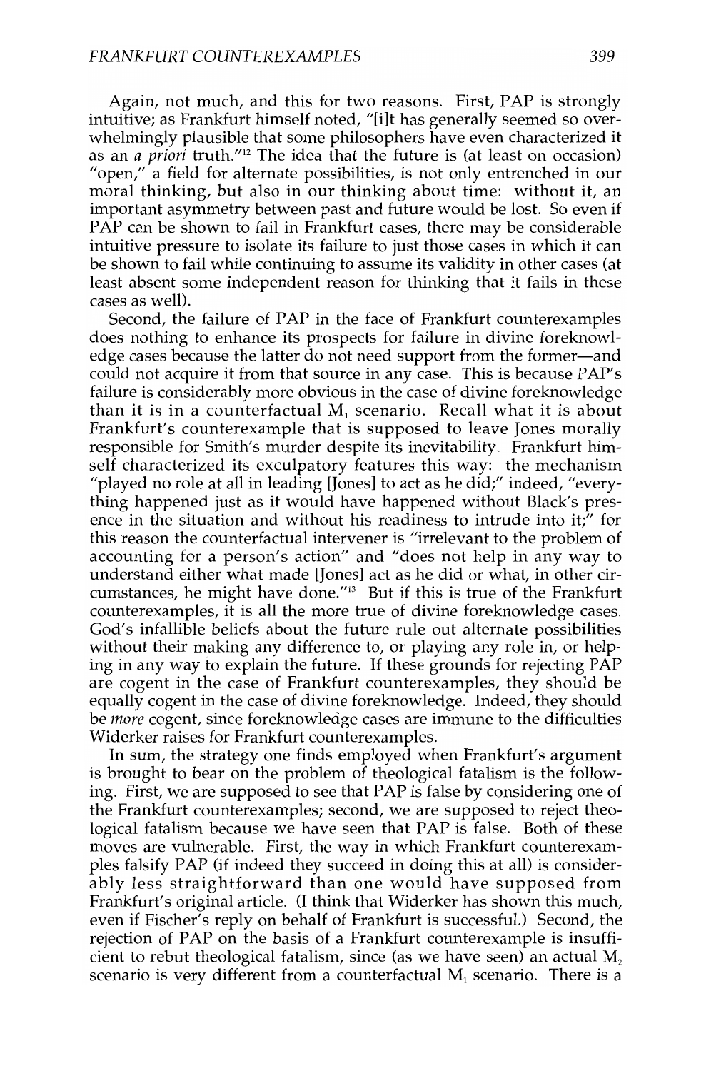Again, not much, and this for two reasons. First, PAP is strongly intuitive; as Frankfurt himself noted, "[i]t has generally seemed so overwhelmingly plausible that some philosophers have even characterized it as an *a priori* truth."[12] The idea that the future is (at least on occasion) "open," a field for alternate possibilities, is not only entrenched in our moral thinking, but also in our thinking about time: without it, an important asymmetry between past and future would be lost. So even if PAP can be shown to fail in Frankfurt cases, there may be considerable intuitive pressure to isolate its failure to just those cases in which it can be shown to fail while continuing to assume its validity in other cases (at least absent some independent reason for thinking that it fails in these cases as well).

Second, the failure of PAP in the face of Frankfurt counterexamples does nothing to enhance its prospects for failure in divine foreknowledge cases because the latter do not need support from the former—and could not acquire it from that source in any case. This is because PAP's failure is considerably more obvious in the case of divine foreknowledge than it is in a counterfactual $M_1$ scenario. Recall what it is about Frankfurt's counterexample that is supposed to leave Jones morally responsible for Smith's murder despite its inevitability. Frankfurt himself characterized its exculpatory features this way: the mechanism "played no role at all in leading [Jones] to act as he did;" indeed, "everything happened just as it would have happened without Black's presence in the situation and without his readiness to intrude into it;" for this reason the counterfactual intervener is "irrelevant to the problem of accounting for a person's action" and "does not help in any way to understand either what made [Jones] act as he did or what, in other circumstances, he might have done."[13] But if this is true of the Frankfurt counterexamples, it is all the more true of divine foreknowledge cases. God's infallible beliefs about the future rule out alternate possibilities without their making any difference to, or playing any role in, or helping in any way to explain the future. If these grounds for rejecting PAP are cogent in the case of Frankfurt counterexamples, they should be equally cogent in the case of divine foreknowledge. Indeed, they should be *more* cogent, since foreknowledge cases are immune to the difficulties Widerker raises for Frankfurt counterexamples.

In sum, the strategy one finds employed when Frankfurt's argument is brought to bear on the problem of theological fatalism is the following. First, we are supposed to see that PAP is false by considering one of the Frankfurt counterexamples; second, we are supposed to reject theological fatalism because we have seen that PAP is false. Both of these moves are vulnerable. First, the way in which Frankfurt counterexamples falsify PAP (if indeed they succeed in doing this at all) is considerably less straightforward than one would have supposed from Frankfurt's original article. (I think that Widerker has shown this much, even if Fischer's reply on behalf of Frankfurt is successful.) Second, the rejection of PAP on the basis of a Frankfurt counterexample is insufficient to rebut theological fatalism, since (as we have seen) an actual $M_2$ scenario is very different from a counterfactual $M_1$ scenario. There is a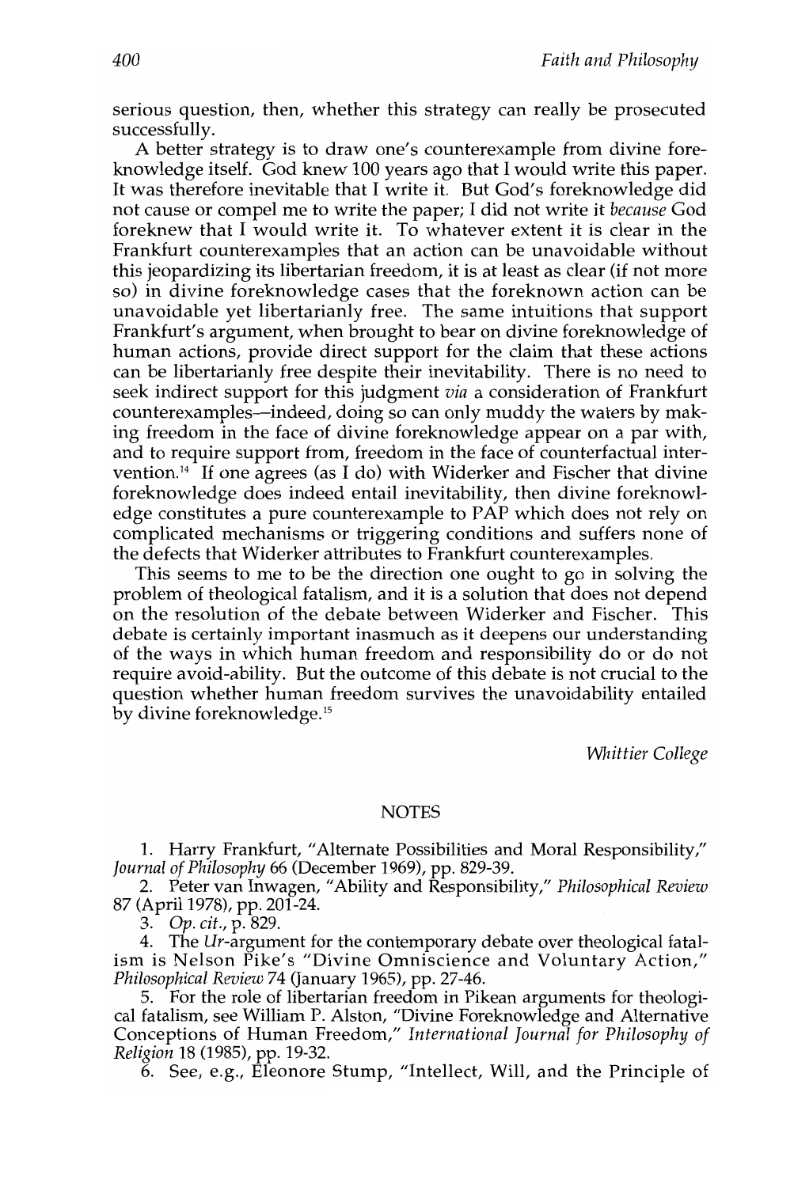serious question, then, whether this strategy can really be prosecuted successfully.

A better strategy is to draw one's counterexample from divine foreknowledge itself. God knew 100 years ago that I would write this paper. It was therefore inevitable that I write it. But God's foreknowledge did not cause or compel me to write the paper; I did not write it *because* God foreknew that I would write it. To whatever extent it is clear in the Frankfurt counterexamples that an action can be unavoidable without this jeopardizing its libertarian freedom, it is at least as clear (if not more so) in divine foreknowledge cases that the foreknown action can be unavoidable yet libertarianly free. The same intuitions that support Frankfurt's argument, when brought to bear on divine foreknowledge of human actions, provide direct support for the claim that these actions can be libertarianly free despite their inevitability. There is no need to seek indirect support for this judgment *via* a consideration of Frankfurt counterexamples—indeed, doing so can only muddy the waters by making freedom in the face of divine foreknowledge appear on a par with, and to require support from, freedom in the face of counterfactual intervention.[14] If one agrees (as I do) with Widerker and Fischer that divine foreknowledge does indeed entail inevitability, then divine foreknowledge constitutes a pure counterexample to PAP which does not rely on complicated mechanisms or triggering conditions and suffers none of the defects that Widerker attributes to Frankfurt counterexamples.

This seems to me to be the direction one ought to go in solving the problem of theological fatalism, and it is a solution that does not depend on the resolution of the debate between Widerker and Fischer. This debate is certainly important inasmuch as it deepens our understanding of the ways in which human freedom and responsibility do or do not require avoid-ability. But the outcome of this debate is not crucial to the question whether human freedom survives the unavoidability entailed by divine foreknowledge.[15]

*Whittier College*

## NOTES

1. Harry Frankfurt, "Alternate Possibilities and Moral Responsibility," *Journal of Philosophy* 66 (December 1969), pp. 829-39.

2. Peter van Inwagen, "Ability and Responsibility," *Philosophical Review* 87 (April 1978), pp. 201-24.

3. *Op. cit.*, p. 829.

4. The *Ur*-argument for the contemporary debate over theological fatalism is Nelson Pike's "Divine Omniscience and Voluntary Action," *Philosophical Review* 74 (January 1965), pp. 27-46.

5. For the role of libertarian freedom in Pikean arguments for theological fatalism, see William P. Alston, "Divine Foreknowledge and Alternative Conceptions of Human Freedom," *International Journal for Philosophy of Religion* 18 (1985), pp. 19-32.

6. See, e.g., Eleonore Stump, "Intellect, Will, and the Principle of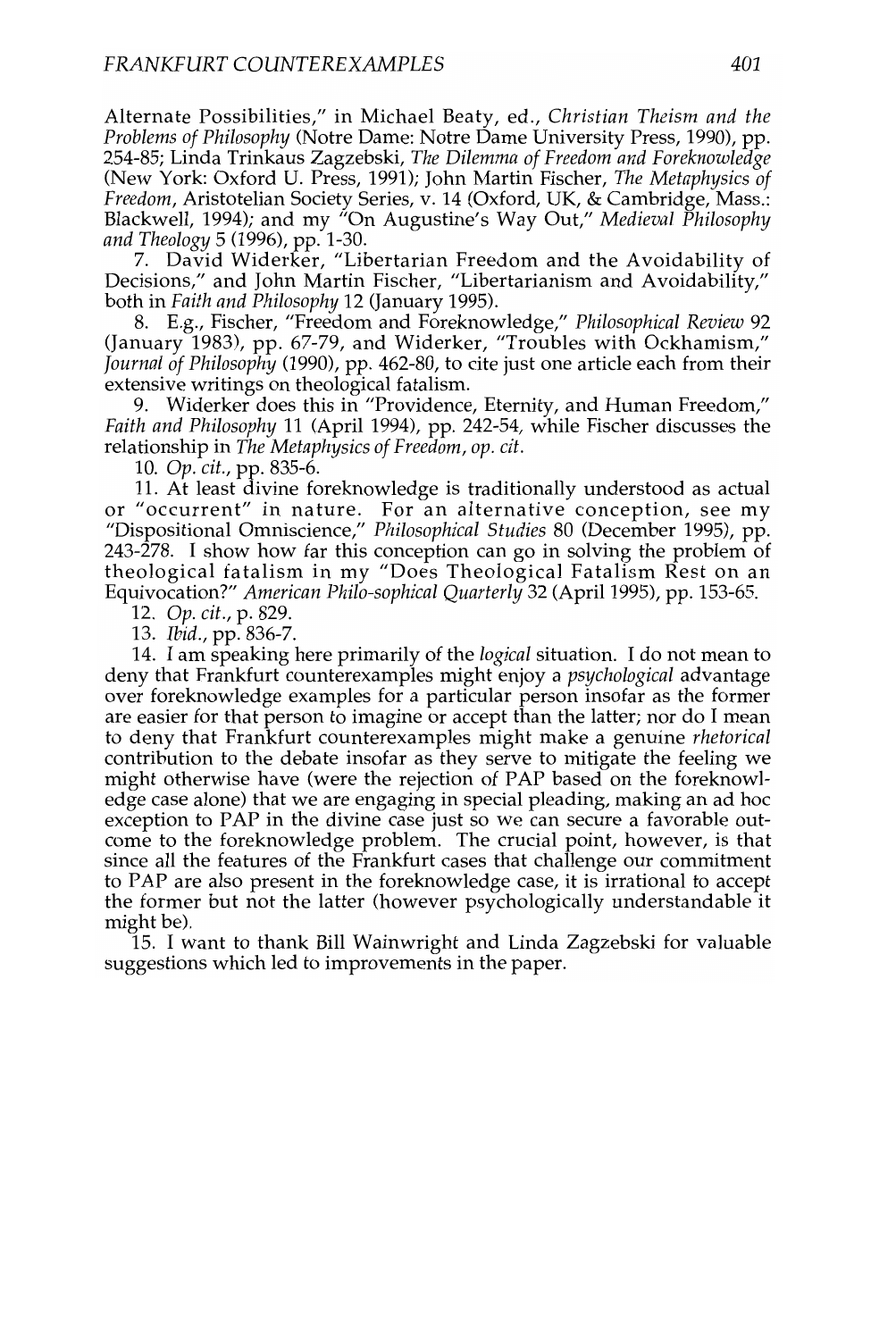Alternate Possibilities," in Michael Beaty, ed., *Christian Theism and the Problems of Philosophy* (Notre Dame: Notre Dame University Press, 1990), pp. 254-85; Linda Trinkaus Zagzebski, *The Dilemma of Freedom and Foreknowledge* (New York: Oxford U. Press, 1991); John Martin Fischer, *The Metaphysics of Freedom*, Aristotelian Society Series, v. 14 (Oxford, UK, & Cambridge, Mass.: Blackwell, 1994); and my "On Augustine's Way Out," *Medieval Philosophy and Theology* 5 (1996), pp. 1-30.

7. David Widerker, "Libertarian Freedom and the Avoidability of Decisions," and John Martin Fischer, "Libertarianism and Avoidability," both in *Faith and Philosophy* 12 (January 1995).

8. E.g., Fischer, "Freedom and Foreknowledge," *Philosophical Review* 92 (January 1983), pp. 67-79, and Widerker, "Troubles with Ockhamism," *Journal of Philosophy* (1990), pp. 462-80, to cite just one article each from their extensive writings on theological fatalism.

9. Widerker does this in "Providence, Eternity, and Human Freedom," *Faith and Philosophy* 11 (April 1994), pp. 242-54, while Fischer discusses the relationship in *The Metaphysics of Freedom*, *op. cit.*

10. *Op. cit.*, pp. 835-6.

11. At least divine foreknowledge is traditionally understood as actual or "occurrent" in nature. For an alternative conception, see my "Dispositional Omniscience," *Philosophical Studies* 80 (December 1995), pp. 243-278. I show how far this conception can go in solving the problem of theological fatalism in my "Does Theological Fatalism Rest on an Equivocation?" *American Philo-sophical Quarterly* 32 (April 1995), pp. 153-65.

12. *Op. cit.*, p. 829.

13. *Ibid.*, pp. 836-7.

14. I am speaking here primarily of the *logical* situation. I do not mean to deny that Frankfurt counterexamples might enjoy a *psychological* advantage over foreknowledge examples for a particular person insofar as the former are easier for that person to imagine or accept than the latter; nor do I mean to deny that Frankfurt counterexamples might make a genuine *rhetorical* contribution to the debate insofar as they serve to mitigate the feeling we might otherwise have (were the rejection of PAP based on the foreknowledge case alone) that we are engaging in special pleading, making an ad hoc exception to PAP in the divine case just so we can secure a favorable outcome to the foreknowledge problem. The crucial point, however, is that since all the features of the Frankfurt cases that challenge our commitment to PAP are also present in the foreknowledge case, it is irrational to accept the former but not the latter (however psychologically understandable it might be).

15. I want to thank Bill Wainwright and Linda Zagzebski for valuable suggestions which led to improvements in the paper.